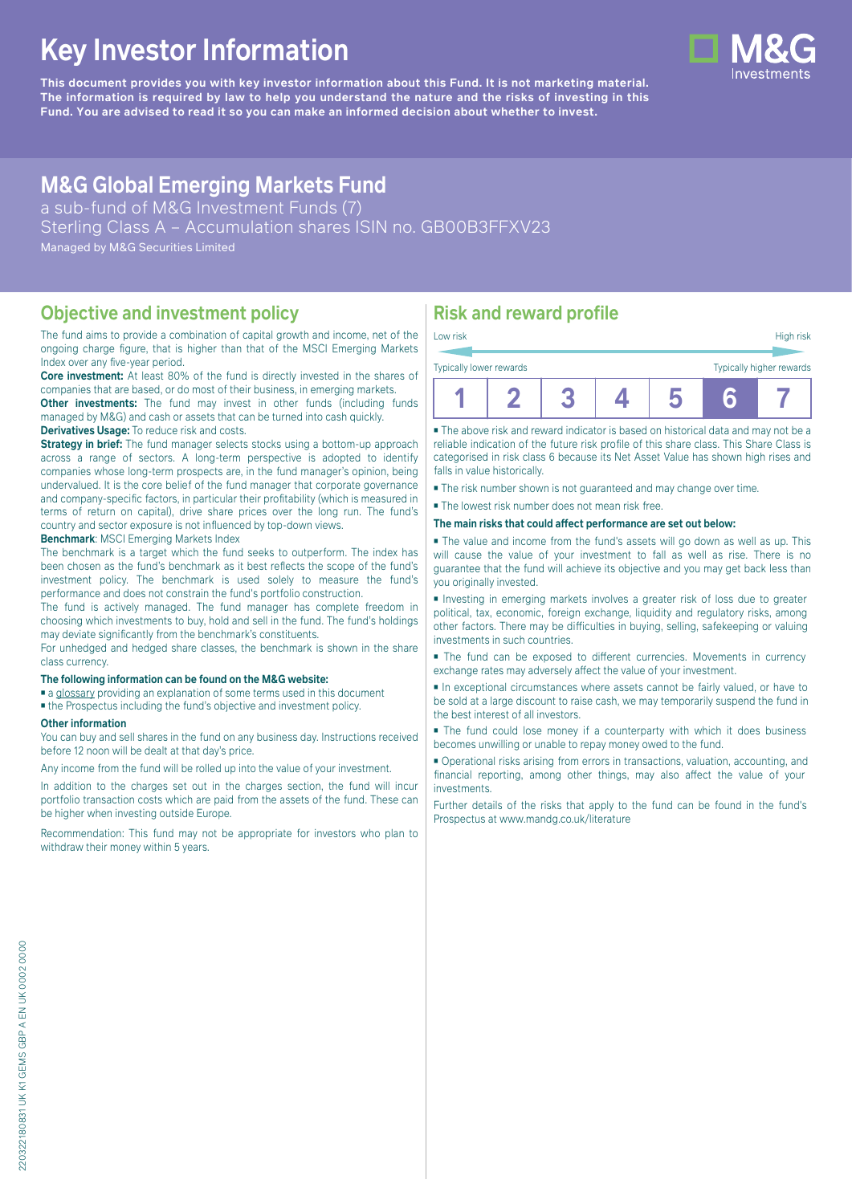# Key Investor Information

**This document provides you with key investor information about this Fund. It is not marketing material. The information is required by law to help you understand the nature and the risks of investing in this Fund. You are advised to read it so you can make an informed decision about whether to invest.**

M&G Investments

## M&G Global Emerging Markets Fund

a sub-fund of M&G Investment Funds (7)
Sterling Class A – Accumulation shares ISIN no. GB00B3FFXV23
Managed by M&G Securities Limited

## Objective and investment policy

The fund aims to provide a combination of capital growth and income, net of the ongoing charge figure, that is higher than that of the MSCI Emerging Markets Index over any five-year period.

**Core investment:** At least 80% of the fund is directly invested in the shares of companies that are based, or do most of their business, in emerging markets.

**Other investments:** The fund may invest in other funds (including funds managed by M&G) and cash or assets that can be turned into cash quickly.

**Derivatives Usage:** To reduce risk and costs.

**Strategy in brief:** The fund manager selects stocks using a bottom-up approach across a range of sectors. A long-term perspective is adopted to identify companies whose long-term prospects are, in the fund manager's opinion, being undervalued. It is the core belief of the fund manager that corporate governance and company-specific factors, in particular their profitability (which is measured in terms of return on capital), drive share prices over the long run. The fund's country and sector exposure is not influenced by top-down views.

**Benchmark**: MSCI Emerging Markets Index

The benchmark is a target which the fund seeks to outperform. The index has been chosen as the fund's benchmark as it best reflects the scope of the fund's investment policy. The benchmark is used solely to measure the fund's performance and does not constrain the fund's portfolio construction.

The fund is actively managed. The fund manager has complete freedom in choosing which investments to buy, hold and sell in the fund. The fund's holdings may deviate significantly from the benchmark's constituents.

For unhedged and hedged share classes, the benchmark is shown in the share class currency.

**The following information can be found on the M&G website:**

- a glossary providing an explanation of some terms used in this document
- the Prospectus including the fund's objective and investment policy.

**Other information**

You can buy and sell shares in the fund on any business day. Instructions received before 12 noon will be dealt at that day's price.

Any income from the fund will be rolled up into the value of your investment.

In addition to the charges set out in the charges section, the fund will incur portfolio transaction costs which are paid from the assets of the fund. These can be higher when investing outside Europe.

Recommendation: This fund may not be appropriate for investors who plan to withdraw their money within 5 years.

## Risk and reward profile

Low risk — High risk

Typically lower rewards — Typically higher rewards

| 1 | 2 | 3 | 4 | 5 | **6** | 7 |
|---|---|---|---|---|---|---|

- The above risk and reward indicator is based on historical data and may not be a reliable indication of the future risk profile of this share class. This Share Class is categorised in risk class 6 because its Net Asset Value has shown high rises and falls in value historically.
- The risk number shown is not guaranteed and may change over time.
- The lowest risk number does not mean risk free.

**The main risks that could affect performance are set out below:**

- The value and income from the fund's assets will go down as well as up. This will cause the value of your investment to fall as well as rise. There is no guarantee that the fund will achieve its objective and you may get back less than you originally invested.
- Investing in emerging markets involves a greater risk of loss due to greater political, tax, economic, foreign exchange, liquidity and regulatory risks, among other factors. There may be difficulties in buying, selling, safekeeping or valuing investments in such countries.
- The fund can be exposed to different currencies. Movements in currency exchange rates may adversely affect the value of your investment.
- In exceptional circumstances where assets cannot be fairly valued, or have to be sold at a large discount to raise cash, we may temporarily suspend the fund in the best interest of all investors.
- The fund could lose money if a counterparty with which it does business becomes unwilling or unable to repay money owed to the fund.
- Operational risks arising from errors in transactions, valuation, accounting, and financial reporting, among other things, may also affect the value of your investments.

Further details of the risks that apply to the fund can be found in the fund's Prospectus at www.mandg.co.uk/literature

22032218083​1 UK K1 GEMS GBP A EN UK 0002 0000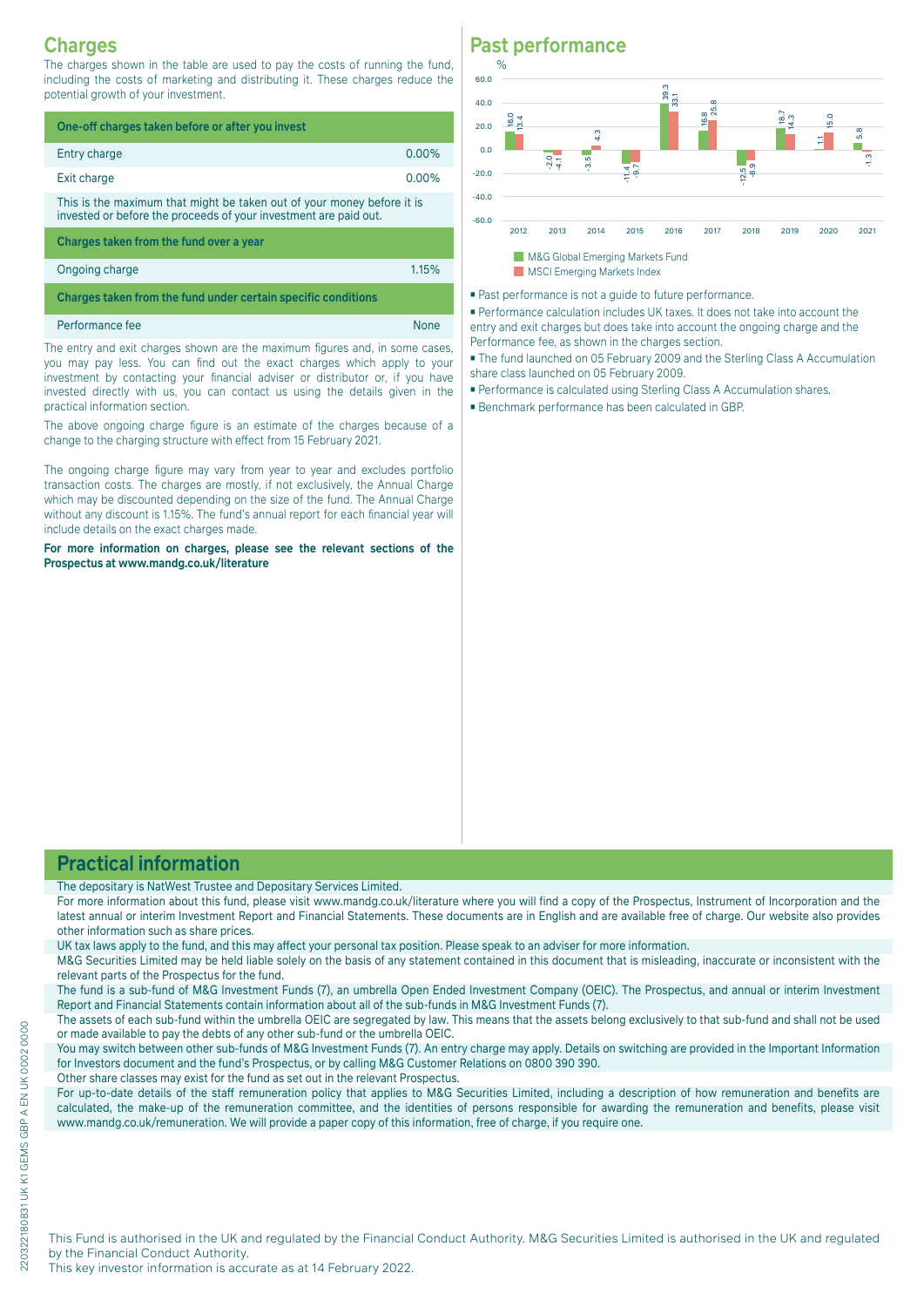## Charges

The charges shown in the table are used to pay the costs of running the fund, including the costs of marketing and distributing it. These charges reduce the potential growth of your investment.

| One-off charges taken before or after you invest | |
|---|---|
| Entry charge | 0.00% |
| Exit charge | 0.00% |
| This is the maximum that might be taken out of your money before it is invested or before the proceeds of your investment are paid out. | |
| **Charges taken from the fund over a year** | |
| Ongoing charge | 1.15% |
| **Charges taken from the fund under certain specific conditions** | |
| Performance fee | None |

The entry and exit charges shown are the maximum figures and, in some cases, you may pay less. You can find out the exact charges which apply to your investment by contacting your financial adviser or distributor or, if you have invested directly with us, you can contact us using the details given in the practical information section.

The above ongoing charge figure is an estimate of the charges because of a change to the charging structure with effect from 15 February 2021.

The ongoing charge figure may vary from year to year and excludes portfolio transaction costs. The charges are mostly, if not exclusively, the Annual Charge which may be discounted depending on the size of the fund. The Annual Charge without any discount is 1.15%. The fund's annual report for each financial year will include details on the exact charges made.

**For more information on charges, please see the relevant sections of the Prospectus at www.mandg.co.uk/literature**

## Past performance

%

60.0
40.0
20.0
0.0
-20.0
-40.0
-60.0

2012 2013 2014 2015 2016 2017 2018 2019 2020 2021

16.0 13.4
-2.0 -4.1
-3.5 4.3
-11.4 -9.7
39.3 33.1
16.8 25.8
-12.5 -8.9
18.7 14.3
1.1 15.0
5.8 -1.3

M&G Global Emerging Markets Fund
MSCI Emerging Markets Index

- Past performance is not a guide to future performance.
- Performance calculation includes UK taxes. It does not take into account the entry and exit charges but does take into account the ongoing charge and the Performance fee, as shown in the charges section.
- The fund launched on 05 February 2009 and the Sterling Class A Accumulation share class launched on 05 February 2009.
- Performance is calculated using Sterling Class A Accumulation shares.
- Benchmark performance has been calculated in GBP.

## Practical information

The depositary is NatWest Trustee and Depositary Services Limited.

For more information about this fund, please visit www.mandg.co.uk/literature where you will find a copy of the Prospectus, Instrument of Incorporation and the latest annual or interim Investment Report and Financial Statements. These documents are in English and are available free of charge. Our website also provides other information such as share prices.

UK tax laws apply to the fund, and this may affect your personal tax position. Please speak to an adviser for more information.

M&G Securities Limited may be held liable solely on the basis of any statement contained in this document that is misleading, inaccurate or inconsistent with the relevant parts of the Prospectus for the fund.

The fund is a sub-fund of M&G Investment Funds (7), an umbrella Open Ended Investment Company (OEIC). The Prospectus, and annual or interim Investment Report and Financial Statements contain information about all of the sub-funds in M&G Investment Funds (7).

The assets of each sub-fund within the umbrella OEIC are segregated by law. This means that the assets belong exclusively to that sub-fund and shall not be used or made available to pay the debts of any other sub-fund or the umbrella OEIC.

You may switch between other sub-funds of M&G Investment Funds (7). An entry charge may apply. Details on switching are provided in the Important Information for Investors document and the fund's Prospectus, or by calling M&G Customer Relations on 0800 390 390.

Other share classes may exist for the fund as set out in the relevant Prospectus.

For up-to-date details of the staff remuneration policy that applies to M&G Securities Limited, including a description of how remuneration and benefits are calculated, the make-up of the remuneration committee, and the identities of persons responsible for awarding the remuneration and benefits, please visit www.mandg.co.uk/remuneration. We will provide a paper copy of this information, free of charge, if you require one.

This Fund is authorised in the UK and regulated by the Financial Conduct Authority. M&G Securities Limited is authorised in the UK and regulated by the Financial Conduct Authority.
This key investor information is accurate as at 14 February 2022.

220322180831 UK K1 GEMS GBP A EN UK 0002 0000